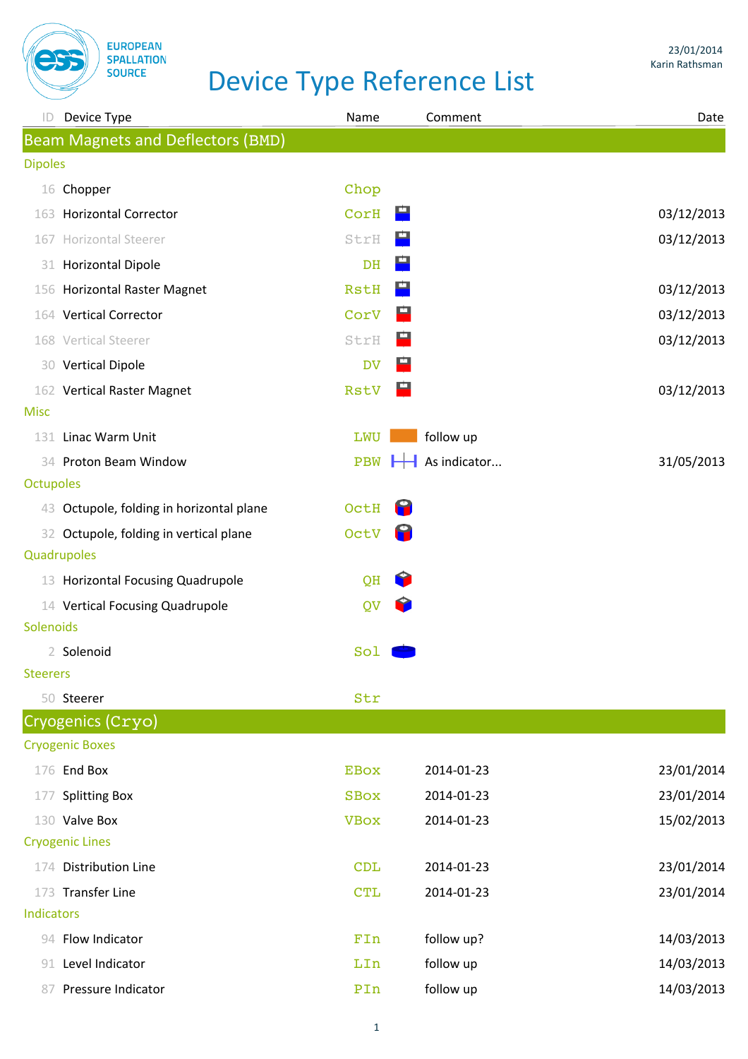# Device Type Reference List

23/01/2014
Karin Rathsman

| ID | Device Type | Name | Comment | Date |
|---|---|---|---|---|
| **Beam Magnets and Deflectors (BMD)** | | | | |
| *Dipoles* | | | | |
| 16 | Chopper | Chop | | |
| 163 | Horizontal Corrector | CorH | | 03/12/2013 |
| 167 | Horizontal Steerer | StrH | | 03/12/2013 |
| 31 | Horizontal Dipole | DH | | |
| 156 | Horizontal Raster Magnet | RstH | | 03/12/2013 |
| 164 | Vertical Corrector | CorV | | 03/12/2013 |
| 168 | Vertical Steerer | StrH | | 03/12/2013 |
| 30 | Vertical Dipole | DV | | |
| 162 | Vertical Raster Magnet | RstV | | 03/12/2013 |
| *Misc* | | | | |
| 131 | Linac Warm Unit | LWU | follow up | |
| 34 | Proton Beam Window | PBW | As indicator... | 31/05/2013 |
| *Octupoles* | | | | |
| 43 | Octupole, folding in horizontal plane | OctH | | |
| 32 | Octupole, folding in vertical plane | OctV | | |
| *Quadrupoles* | | | | |
| 13 | Horizontal Focusing Quadrupole | QH | | |
| 14 | Vertical Focusing Quadrupole | QV | | |
| *Solenoids* | | | | |
| 2 | Solenoid | Sol | | |
| *Steerers* | | | | |
| 50 | Steerer | Str | | |
| **Cryogenics (Cryo)** | | | | |
| *Cryogenic Boxes* | | | | |
| 176 | End Box | EBox | 2014-01-23 | 23/01/2014 |
| 177 | Splitting Box | SBox | 2014-01-23 | 23/01/2014 |
| 130 | Valve Box | VBox | 2014-01-23 | 15/02/2013 |
| *Cryogenic Lines* | | | | |
| 174 | Distribution Line | CDL | 2014-01-23 | 23/01/2014 |
| 173 | Transfer Line | CTL | 2014-01-23 | 23/01/2014 |
| *Indicators* | | | | |
| 94 | Flow Indicator | FIn | follow up? | 14/03/2013 |
| 91 | Level Indicator | LIn | follow up | 14/03/2013 |
| 87 | Pressure Indicator | PIn | follow up | 14/03/2013 |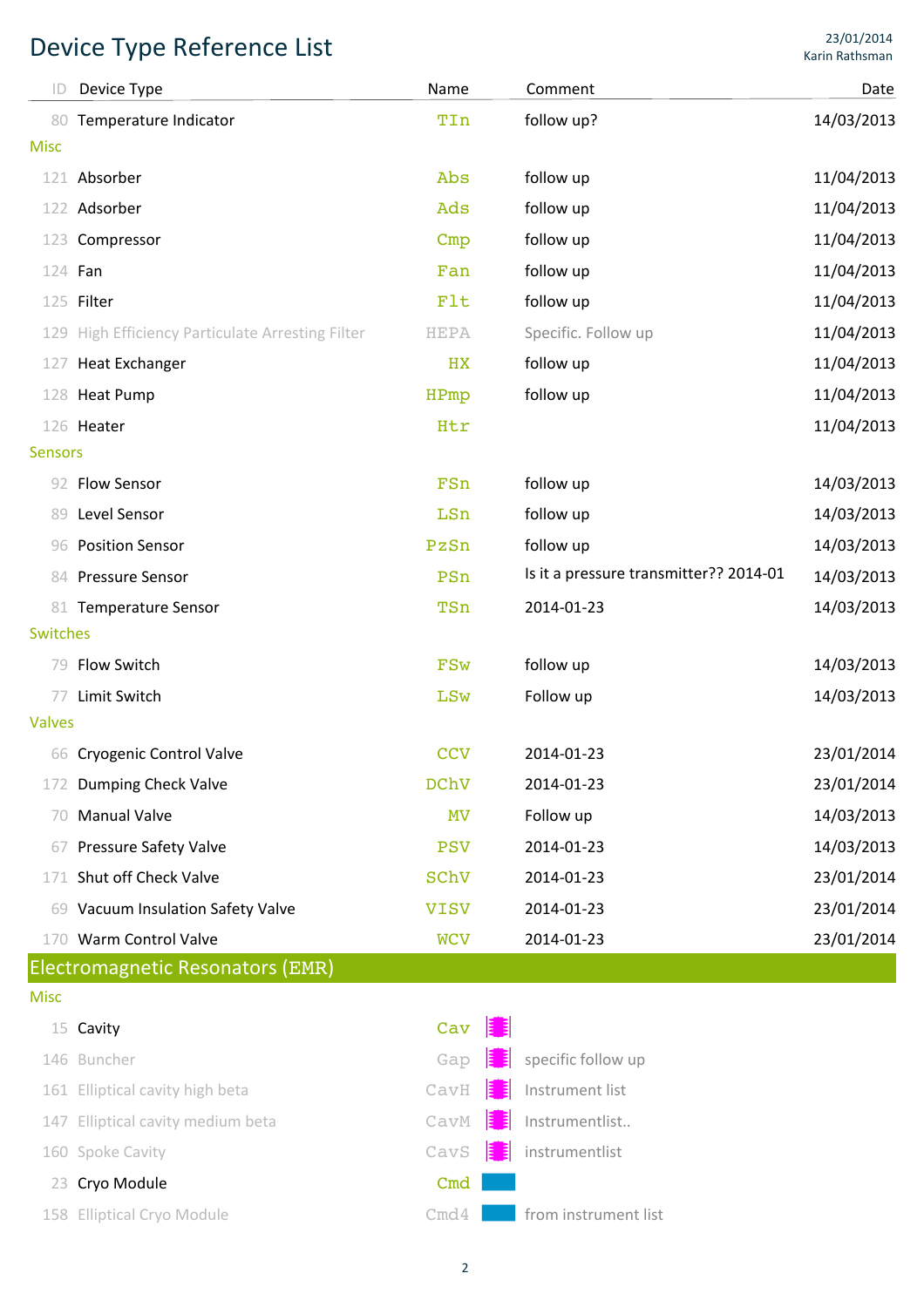# Device Type Reference List

23/01/2014
Karin Rathsman

| ID | Device Type | Name | Comment | Date |
|---|---|---|---|---|
| 80 | Temperature Indicator | TIn | follow up? | 14/03/2013 |
| **Misc** | | | | |
| 121 | Absorber | Abs | follow up | 11/04/2013 |
| 122 | Adsorber | Ads | follow up | 11/04/2013 |
| 123 | Compressor | Cmp | follow up | 11/04/2013 |
| 124 | Fan | Fan | follow up | 11/04/2013 |
| 125 | Filter | Flt | follow up | 11/04/2013 |
| 129 | High Efficiency Particulate Arresting Filter | HEPA | Specific. Follow up | 11/04/2013 |
| 127 | Heat Exchanger | HX | follow up | 11/04/2013 |
| 128 | Heat Pump | HPmp | follow up | 11/04/2013 |
| 126 | Heater | Htr | | 11/04/2013 |
| **Sensors** | | | | |
| 92 | Flow Sensor | FSn | follow up | 14/03/2013 |
| 89 | Level Sensor | LSn | follow up | 14/03/2013 |
| 96 | Position Sensor | PzSn | follow up | 14/03/2013 |
| 84 | Pressure Sensor | PSn | Is it a pressure transmitter?? 2014-01 | 14/03/2013 |
| 81 | Temperature Sensor | TSn | 2014-01-23 | 14/03/2013 |
| **Switches** | | | | |
| 79 | Flow Switch | FSw | follow up | 14/03/2013 |
| 77 | Limit Switch | LSw | Follow up | 14/03/2013 |
| **Valves** | | | | |
| 66 | Cryogenic Control Valve | CCV | 2014-01-23 | 23/01/2014 |
| 172 | Dumping Check Valve | DChV | 2014-01-23 | 23/01/2014 |
| 70 | Manual Valve | MV | Follow up | 14/03/2013 |
| 67 | Pressure Safety Valve | PSV | 2014-01-23 | 14/03/2013 |
| 171 | Shut off Check Valve | SChV | 2014-01-23 | 23/01/2014 |
| 69 | Vacuum Insulation Safety Valve | VISV | 2014-01-23 | 23/01/2014 |
| 170 | Warm Control Valve | WCV | 2014-01-23 | 23/01/2014 |

## Electromagnetic Resonators (EMR)

| ID | Device Type | Name | Comment | Date |
|---|---|---|---|---|
| **Misc** | | | | |
| 15 | Cavity | Cav | | |
| 146 | Buncher | Gap | specific follow up | |
| 161 | Elliptical cavity high beta | CavH | Instrument list | |
| 147 | Elliptical cavity medium beta | CavM | Instrumentlist.. | |
| 160 | Spoke Cavity | CavS | instrumentlist | |
| 23 | Cryo Module | Cmd | | |
| 158 | Elliptical Cryo Module | Cmd4 | from instrument list | |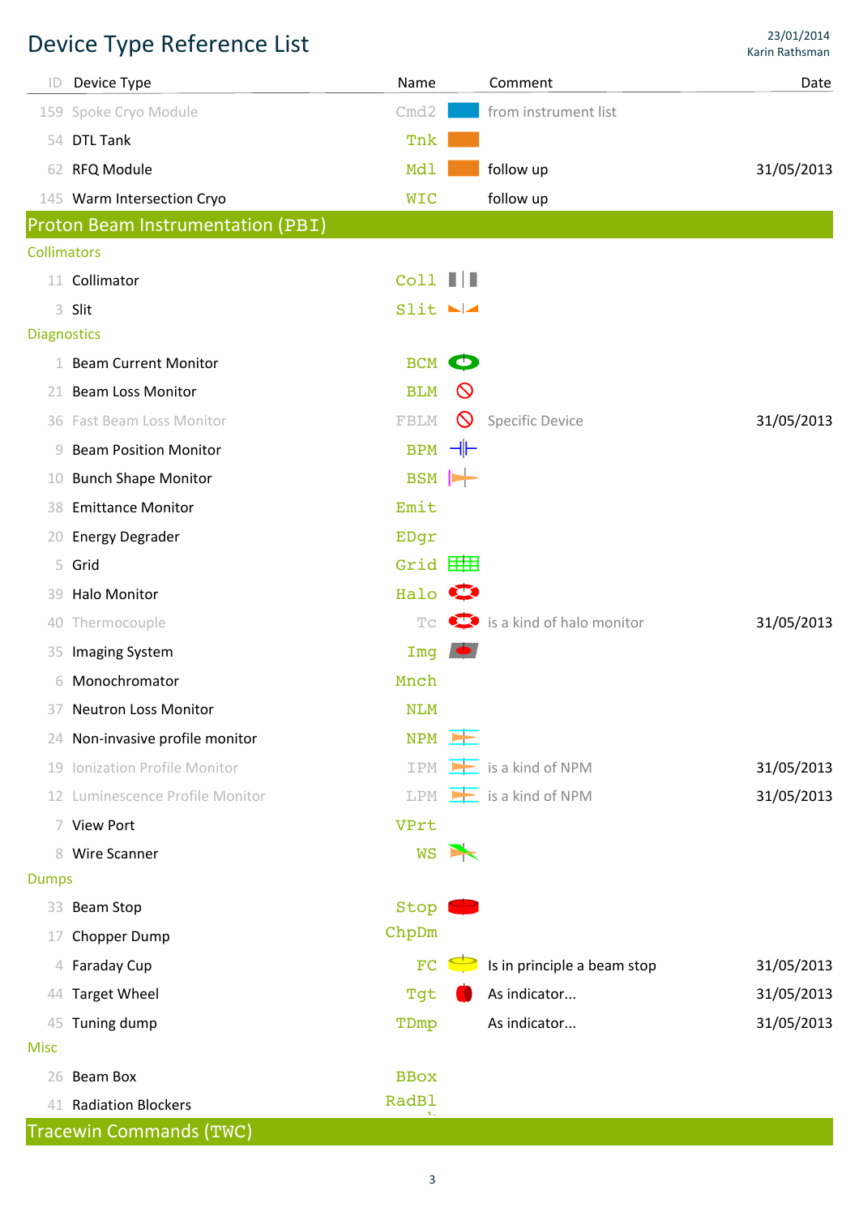# Device Type Reference List

23/01/2014
Karin Rathsman

| ID | Device Type | Name | Comment | Date |
|---|---|---|---|---|
| 159 | Spoke Cryo Module | Cmd2 | from instrument list | |
| 54 | DTL Tank | Tnk | | |
| 62 | RFQ Module | Mdl | follow up | 31/05/2013 |
| 145 | Warm Intersection Cryo | WIC | follow up | |

## Proton Beam Instrumentation (PBI)

### Collimators

| ID | Device Type | Name | Comment | Date |
|---|---|---|---|---|
| 11 | Collimator | Coll | | |
| 3 | Slit | Slit | | |

### Diagnostics

| ID | Device Type | Name | Comment | Date |
|---|---|---|---|---|
| 1 | Beam Current Monitor | BCM | | |
| 21 | Beam Loss Monitor | BLM | | |
| 36 | Fast Beam Loss Monitor | FBLM | Specific Device | 31/05/2013 |
| 9 | Beam Position Monitor | BPM | | |
| 10 | Bunch Shape Monitor | BSM | | |
| 38 | Emittance Monitor | Emit | | |
| 20 | Energy Degrader | EDgr | | |
| 5 | Grid | Grid | | |
| 39 | Halo Monitor | Halo | | |
| 40 | Thermocouple | Tc | is a kind of halo monitor | 31/05/2013 |
| 35 | Imaging System | Img | | |
| 6 | Monochromator | Mnch | | |
| 37 | Neutron Loss Monitor | NLM | | |
| 24 | Non-invasive profile monitor | NPM | | |
| 19 | Ionization Profile Monitor | IPM | is a kind of NPM | 31/05/2013 |
| 12 | Luminescence Profile Monitor | LPM | is a kind of NPM | 31/05/2013 |
| 7 | View Port | VPrt | | |
| 8 | Wire Scanner | WS | | |

### Dumps

| ID | Device Type | Name | Comment | Date |
|---|---|---|---|---|
| 33 | Beam Stop | Stop | | |
| 17 | Chopper Dump | ChpDm | | |
| 4 | Faraday Cup | FC | Is in principle a beam stop | 31/05/2013 |
| 44 | Target Wheel | Tgt | As indicator... | 31/05/2013 |
| 45 | Tuning dump | TDmp | As indicator... | 31/05/2013 |

### Misc

| ID | Device Type | Name | Comment | Date |
|---|---|---|---|---|
| 26 | Beam Box | BBox | | |
| 41 | Radiation Blockers | RadBl | | |

## Tracewin Commands (TWC)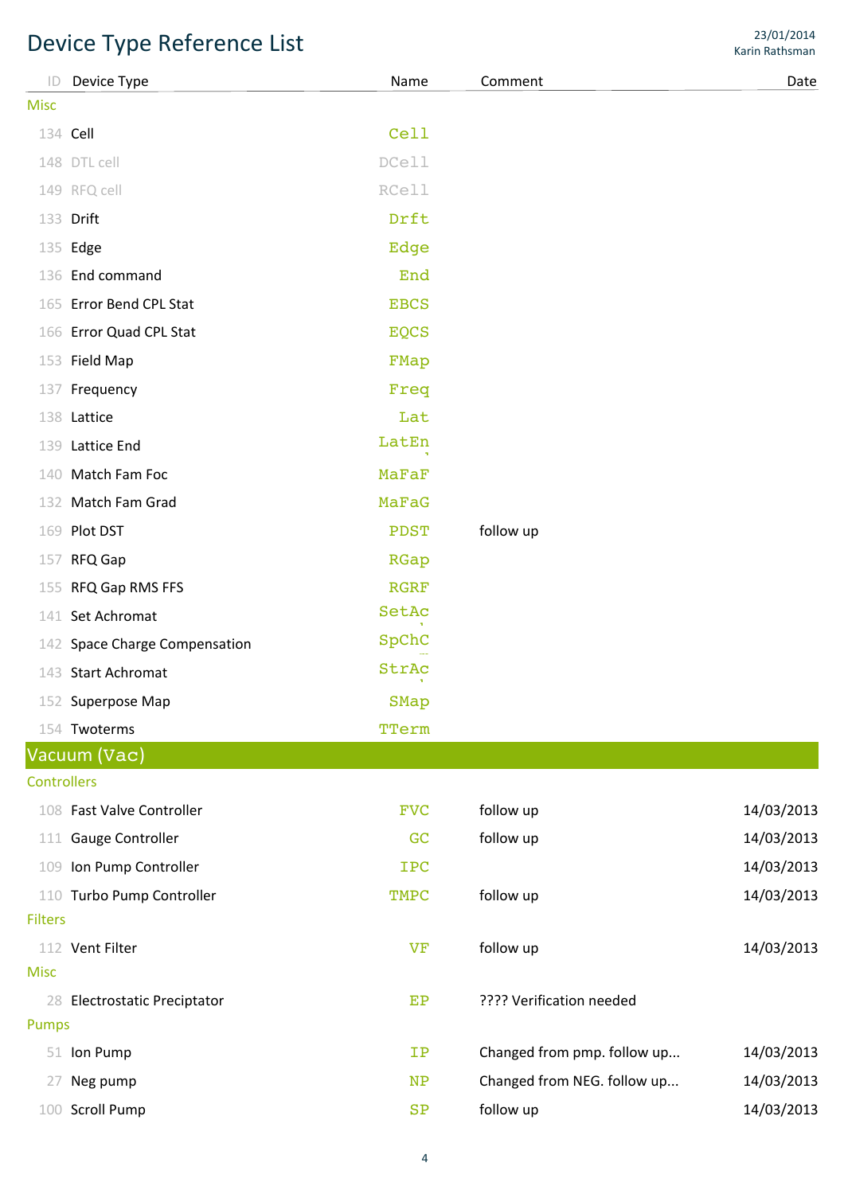# Device Type Reference List

23/01/2014
Karin Rathsman

| ID | Device Type | Name | Comment | Date |
|---|---|---|---|---|
| **Misc** | | | | |
| 134 | Cell | Cell | | |
| 148 | DTL cell | DCell | | |
| 149 | RFQ cell | RCell | | |
| 133 | Drift | Drft | | |
| 135 | Edge | Edge | | |
| 136 | End command | End | | |
| 165 | Error Bend CPL Stat | EBCS | | |
| 166 | Error Quad CPL Stat | EQCS | | |
| 153 | Field Map | FMap | | |
| 137 | Frequency | Freq | | |
| 138 | Lattice | Lat | | |
| 139 | Lattice End | LatEn | | |
| 140 | Match Fam Foc | MaFaF | | |
| 132 | Match Fam Grad | MaFaG | | |
| 169 | Plot DST | PDST | follow up | |
| 157 | RFQ Gap | RGap | | |
| 155 | RFQ Gap RMS FFS | RGRF | | |
| 141 | Set Achromat | SetAc | | |
| 142 | Space Charge Compensation | SpChC | | |
| 143 | Start Achromat | StrAc | | |
| 152 | Superpose Map | SMap | | |
| 154 | Twoterms | TTerm | | |

## Vacuum (Vac)

| ID | Device Type | Name | Comment | Date |
|---|---|---|---|---|
| **Controllers** | | | | |
| 108 | Fast Valve Controller | FVC | follow up | 14/03/2013 |
| 111 | Gauge Controller | GC | follow up | 14/03/2013 |
| 109 | Ion Pump Controller | IPC | | 14/03/2013 |
| 110 | Turbo Pump Controller | TMPC | follow up | 14/03/2013 |
| **Filters** | | | | |
| 112 | Vent Filter | VF | follow up | 14/03/2013 |
| **Misc** | | | | |
| 28 | Electrostatic Preciptator | EP | ???? Verification needed | |
| **Pumps** | | | | |
| 51 | Ion Pump | IP | Changed from pmp. follow up... | 14/03/2013 |
| 27 | Neg pump | NP | Changed from NEG. follow up... | 14/03/2013 |
| 100 | Scroll Pump | SP | follow up | 14/03/2013 |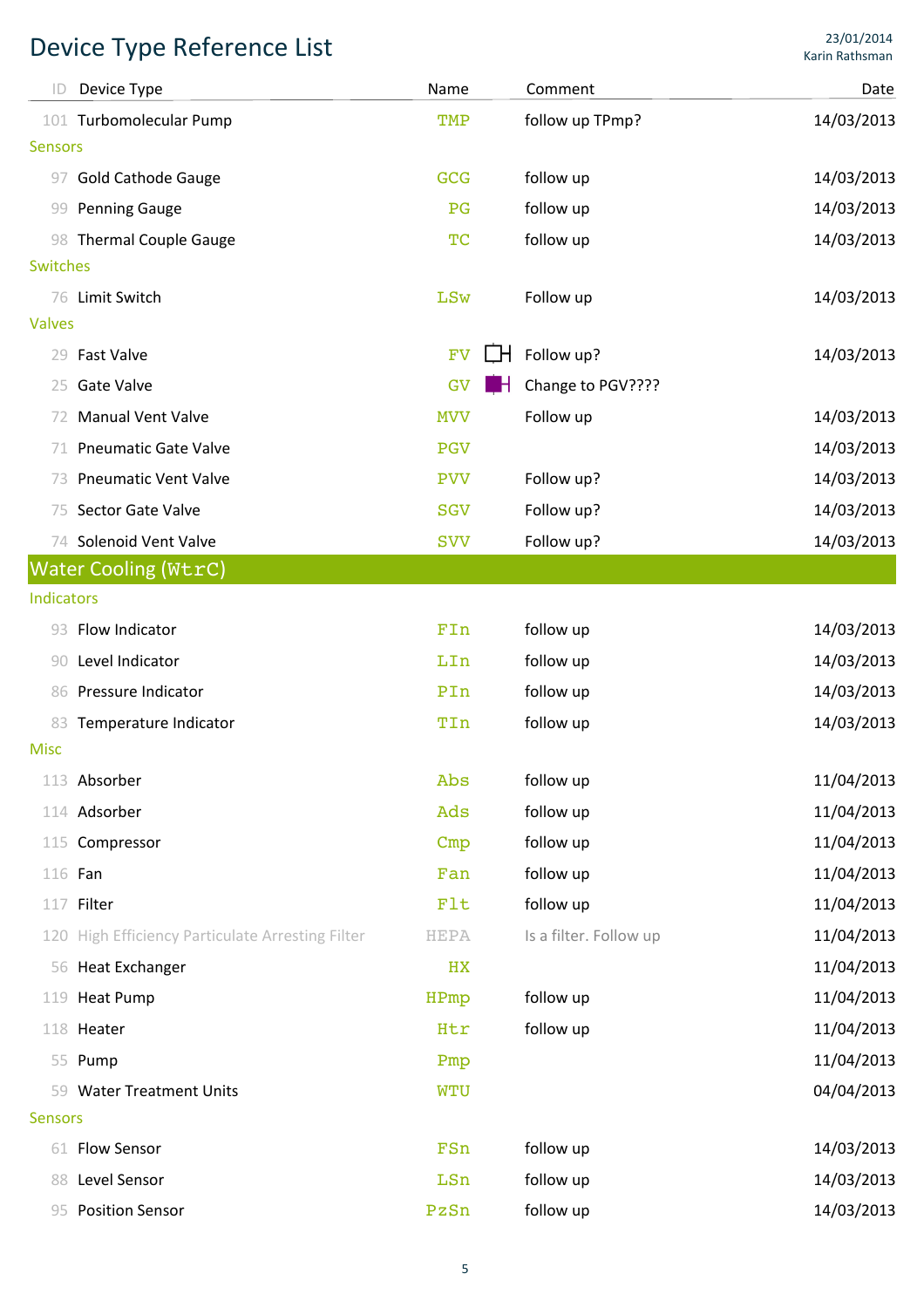# Device Type Reference List

23/01/2014
Karin Rathsman

| ID | Device Type | Name | Comment | Date |
|---|---|---|---|---|
| 101 | Turbomolecular Pump | TMP | follow up TPmp? | 14/03/2013 |
| **Sensors** | | | | |
| 97 | Gold Cathode Gauge | GCG | follow up | 14/03/2013 |
| 99 | Penning Gauge | PG | follow up | 14/03/2013 |
| 98 | Thermal Couple Gauge | TC | follow up | 14/03/2013 |
| **Switches** | | | | |
| 76 | Limit Switch | LSw | Follow up | 14/03/2013 |
| **Valves** | | | | |
| 29 | Fast Valve | FV | Follow up? | 14/03/2013 |
| 25 | Gate Valve | GV | Change to PGV???? | |
| 72 | Manual Vent Valve | MVV | Follow up | 14/03/2013 |
| 71 | Pneumatic Gate Valve | PGV | | 14/03/2013 |
| 73 | Pneumatic Vent Valve | PVV | Follow up? | 14/03/2013 |
| 75 | Sector Gate Valve | SGV | Follow up? | 14/03/2013 |
| 74 | Solenoid Vent Valve | SVV | Follow up? | 14/03/2013 |

## Water Cooling (WtrC)

| ID | Device Type | Name | Comment | Date |
|---|---|---|---|---|
| **Indicators** | | | | |
| 93 | Flow Indicator | FIn | follow up | 14/03/2013 |
| 90 | Level Indicator | LIn | follow up | 14/03/2013 |
| 86 | Pressure Indicator | PIn | follow up | 14/03/2013 |
| 83 | Temperature Indicator | TIn | follow up | 14/03/2013 |
| **Misc** | | | | |
| 113 | Absorber | Abs | follow up | 11/04/2013 |
| 114 | Adsorber | Ads | follow up | 11/04/2013 |
| 115 | Compressor | Cmp | follow up | 11/04/2013 |
| 116 | Fan | Fan | follow up | 11/04/2013 |
| 117 | Filter | Flt | follow up | 11/04/2013 |
| 120 | High Efficiency Particulate Arresting Filter | HEPA | Is a filter. Follow up | 11/04/2013 |
| 56 | Heat Exchanger | HX | | 11/04/2013 |
| 119 | Heat Pump | HPmp | follow up | 11/04/2013 |
| 118 | Heater | Htr | follow up | 11/04/2013 |
| 55 | Pump | Pmp | | 11/04/2013 |
| 59 | Water Treatment Units | WTU | | 04/04/2013 |
| **Sensors** | | | | |
| 61 | Flow Sensor | FSn | follow up | 14/03/2013 |
| 88 | Level Sensor | LSn | follow up | 14/03/2013 |
| 95 | Position Sensor | PzSn | follow up | 14/03/2013 |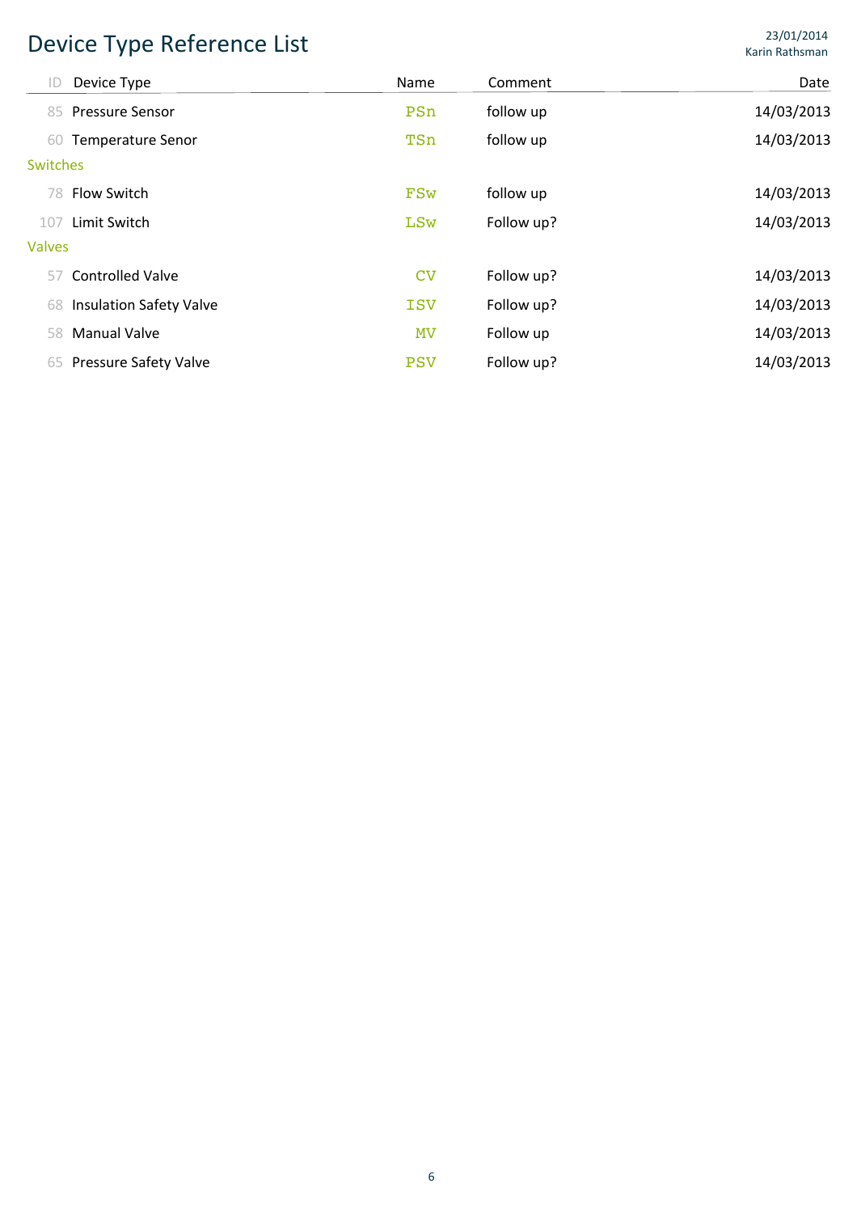# Device Type Reference List

23/01/2014
Karin Rathsman

| ID | Device Type | Name | Comment | Date |
|---|---|---|---|---|
| 85 | Pressure Sensor | PSn | follow up | 14/03/2013 |
| 60 | Temperature Senor | TSn | follow up | 14/03/2013 |
| **Switches** | | | | |
| 78 | Flow Switch | FSw | follow up | 14/03/2013 |
| 107 | Limit Switch | LSw | Follow up? | 14/03/2013 |
| **Valves** | | | | |
| 57 | Controlled Valve | CV | Follow up? | 14/03/2013 |
| 68 | Insulation Safety Valve | ISV | Follow up? | 14/03/2013 |
| 58 | Manual Valve | MV | Follow up | 14/03/2013 |
| 65 | Pressure Safety Valve | PSV | Follow up? | 14/03/2013 |